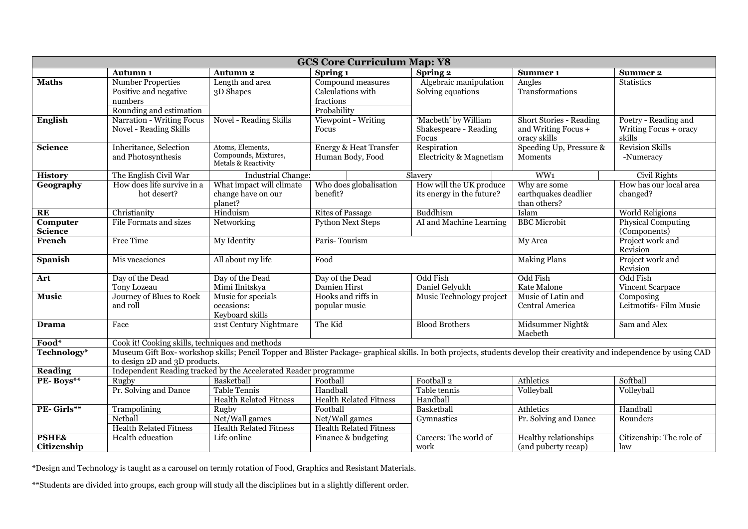| GCS Core Curriculum Map: Y8 | | | | | | |
|---|---|---|---|---|---|---|
| | **Autumn 1** | **Autumn 2** | **Spring 1** | **Spring 2** | **Summer 1** | **Summer 2** |
| **Maths** | Number Properties<br>Positive and negative numbers<br>Rounding and estimation | Length and area<br>3D Shapes | Compound measures<br>Calculations with fractions<br>Probability | Algebraic manipulation<br>Solving equations | Angles<br>Transformations | Statistics |
| **English** | Narration - Writing Focus<br>Novel - Reading Skills | Novel - Reading Skills | Viewpoint - Writing Focus | 'Macbeth' by William Shakespeare - Reading Focus | Short Stories - Reading and Writing Focus + oracy skills | Poetry - Reading and Writing Focus + oracy skills |
| **Science** | Inheritance, Selection and Photosynthesis | Atoms, Elements, Compounds, Mixtures, Metals & Reactivity | Energy & Heat Transfer<br>Human Body, Food | Respiration<br>Electricity & Magnetism | Speeding Up, Pressure & Moments | Revision Skills<br>-Numeracy |
| **History** | The English Civil War | Industrial Change: | Slavery | | WW1 | Civil Rights |
| **Geography** | How does life survive in a hot desert? | What impact will climate change have on our planet? | Who does globalisation benefit? | How will the UK produce its energy in the future? | Why are some earthquakes deadlier than others? | How has our local area changed? |
| **RE** | Christianity | Hinduism | Rites of Passage | Buddhism | Islam | World Religions |
| **Computer Science** | File Formats and sizes | Networking | Python Next Steps | AI and Machine Learning | BBC Microbit | Physical Computing (Components) |
| **French** | Free Time | My Identity | Paris- Tourism | | My Area | Project work and Revision |
| **Spanish** | Mis vacaciones | All about my life | Food | | Making Plans | Project work and Revision |
| **Art** | Day of the Dead<br>Tony Lozeau | Day of the Dead<br>Mimi Ilnitskya | Day of the Dead<br>Damien Hirst | Odd Fish<br>Daniel Gelyukh | Odd Fish<br>Kate Malone | Odd Fish<br>Vincent Scarpace |
| **Music** | Journey of Blues to Rock and roll | Music for specials occasions:<br>Keyboard skills | Hooks and riffs in popular music | Music Technology project | Music of Latin and Central America | Composing Leitmotifs- Film Music |
| **Drama** | Face | 21st Century Nightmare | The Kid | Blood Brothers | Midsummer Night& Macbeth | Sam and Alex |
| **Food*** | Cook it! Cooking skills, techniques and methods | | | | | |
| **Technology*** | Museum Gift Box- workshop skills; Pencil Topper and Blister Package- graphical skills. In both projects, students develop their creativity and independence by using CAD to design 2D and 3D products. | | | | | |
| **Reading** | Independent Reading tracked by the Accelerated Reader programme | | | | | |
| **PE- Boys**** | Rugby<br>Pr. Solving and Dance | Basketball<br>Table Tennis<br>Health Related Fitness | Football<br>Handball<br>Health Related Fitness | Football 2<br>Table tennis<br>Handball | Athletics<br>Volleyball | Softball<br>Volleyball |
| **PE- Girls**** | Trampolining<br>Netball<br>Health Related Fitness | Rugby<br>Net/Wall games<br>Health Related Fitness | Football<br>Net/Wall games<br>Health Related Fitness | Basketball<br>Gymnastics | Athletics<br>Pr. Solving and Dance | Handball<br>Rounders |
| **PSHE& Citizenship** | Health education | Life online | Finance & budgeting | Careers: The world of work | Healthy relationships (and puberty recap) | Citizenship: The role of law |

*Design and Technology is taught as a carousel on termly rotation of Food, Graphics and Resistant Materials.

**Students are divided into groups, each group will study all the disciplines but in a slightly different order.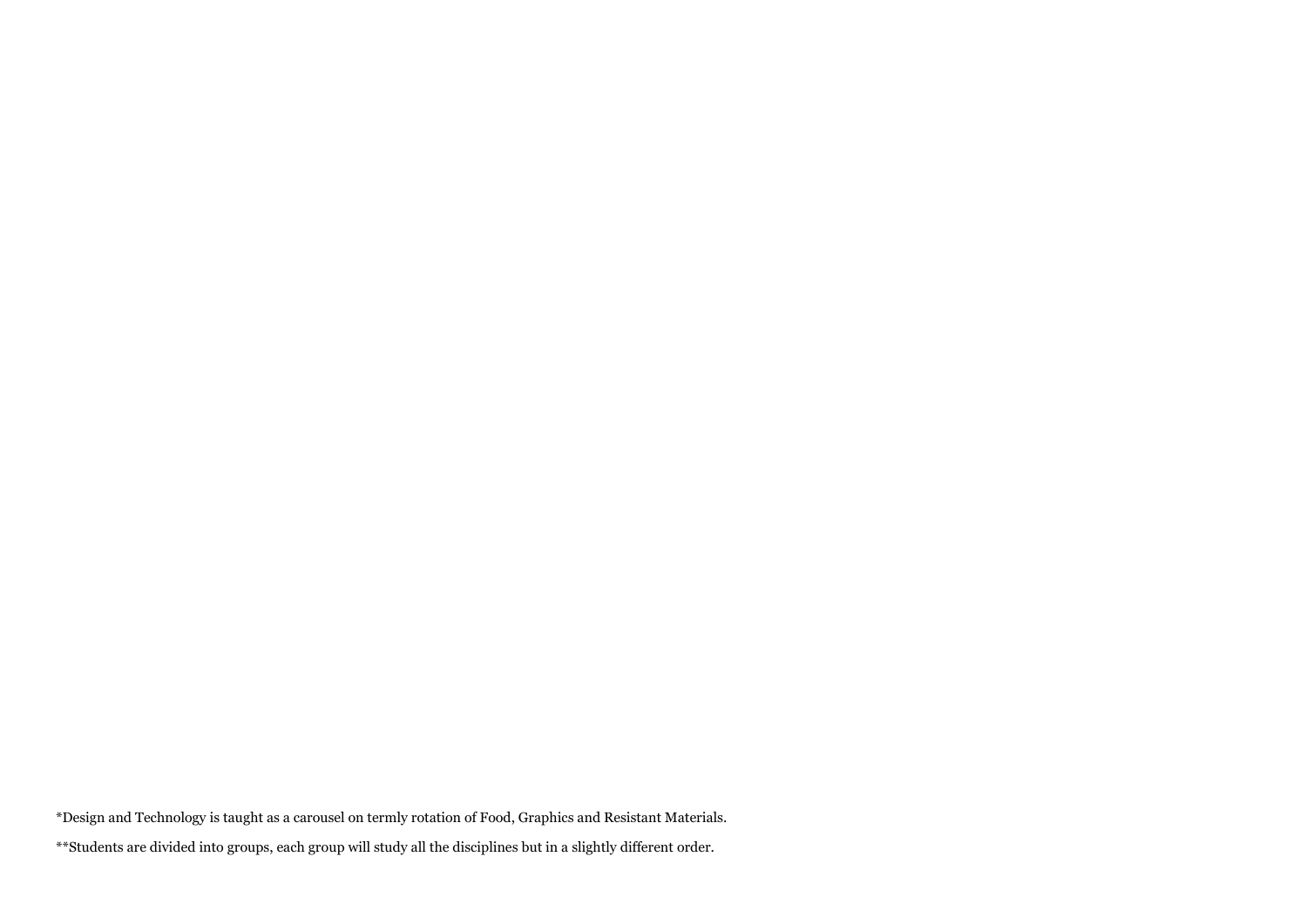*Design and Technology is taught as a carousel on termly rotation of Food, Graphics and Resistant Materials.

**Students are divided into groups, each group will study all the disciplines but in a slightly different order.